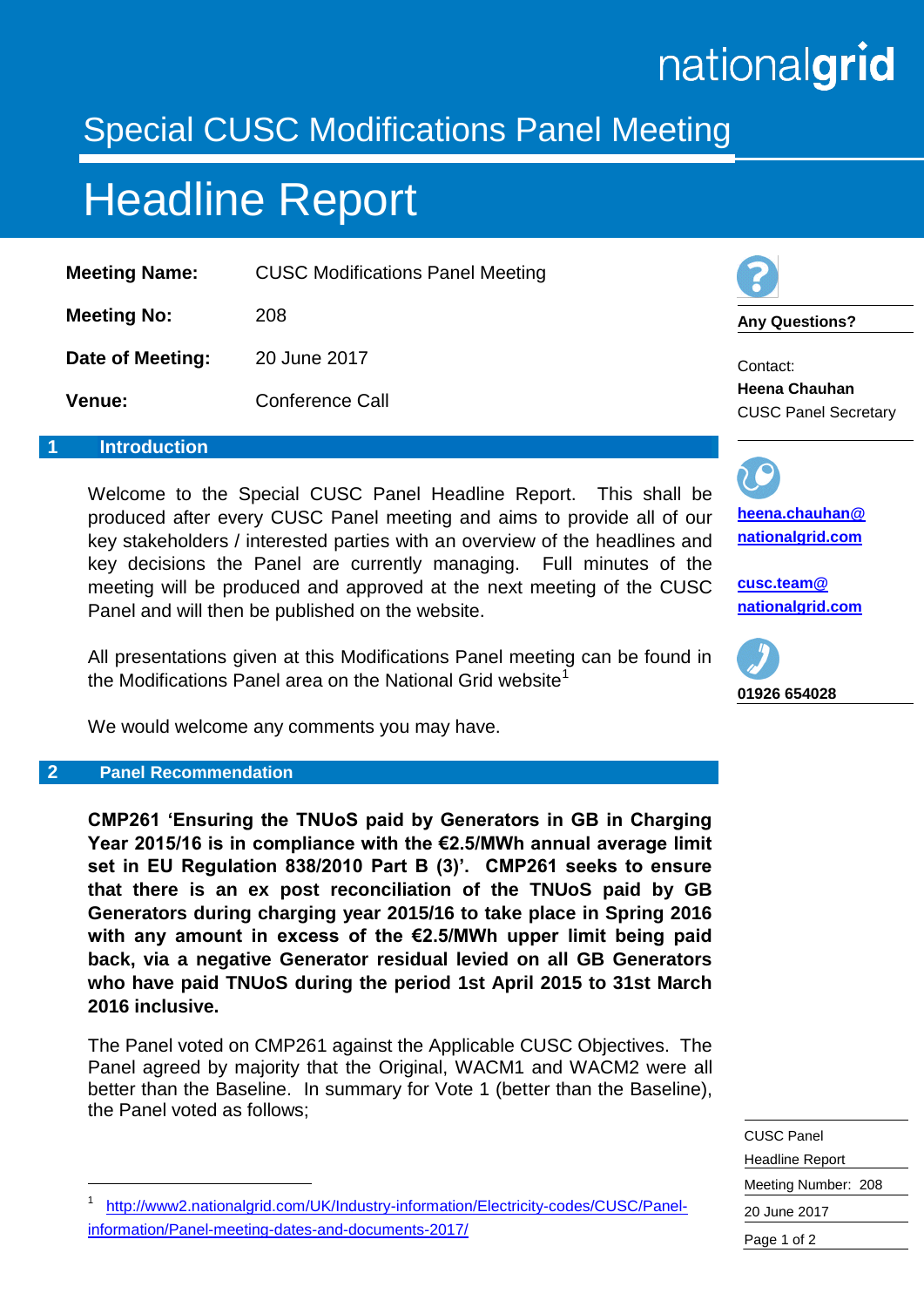# Special CUSC Modifications Panel Meeting

# Headline Report

| | |
|---|---|
| **Meeting Name:** | CUSC Modifications Panel Meeting |
| **Meeting No:** | 208 |
| **Date of Meeting:** | 20 June 2017 |
| **Venue:** | Conference Call |

**Any Questions?**

Contact:
**Heena Chauhan**
CUSC Panel Secretary

**heena.chauhan@nationalgrid.com**

**cusc.team@nationalgrid.com**

**01926 654028**

## 1 Introduction

Welcome to the Special CUSC Panel Headline Report. This shall be produced after every CUSC Panel meeting and aims to provide all of our key stakeholders / interested parties with an overview of the headlines and key decisions the Panel are currently managing. Full minutes of the meeting will be produced and approved at the next meeting of the CUSC Panel and will then be published on the website.

All presentations given at this Modifications Panel meeting can be found in the Modifications Panel area on the National Grid website[1]

We would welcome any comments you may have.

## 2 Panel Recommendation

**CMP261 'Ensuring the TNUoS paid by Generators in GB in Charging Year 2015/16 is in compliance with the €2.5/MWh annual average limit set in EU Regulation 838/2010 Part B (3)'. CMP261 seeks to ensure that there is an ex post reconciliation of the TNUoS paid by GB Generators during charging year 2015/16 to take place in Spring 2016 with any amount in excess of the €2.5/MWh upper limit being paid back, via a negative Generator residual levied on all GB Generators who have paid TNUoS during the period 1st April 2015 to 31st March 2016 inclusive.**

The Panel voted on CMP261 against the Applicable CUSC Objectives. The Panel agreed by majority that the Original, WACM1 and WACM2 were all better than the Baseline. In summary for Vote 1 (better than the Baseline), the Panel voted as follows;

[1] http://www2.nationalgrid.com/UK/Industry-information/Electricity-codes/CUSC/Panel-information/Panel-meeting-dates-and-documents-2017/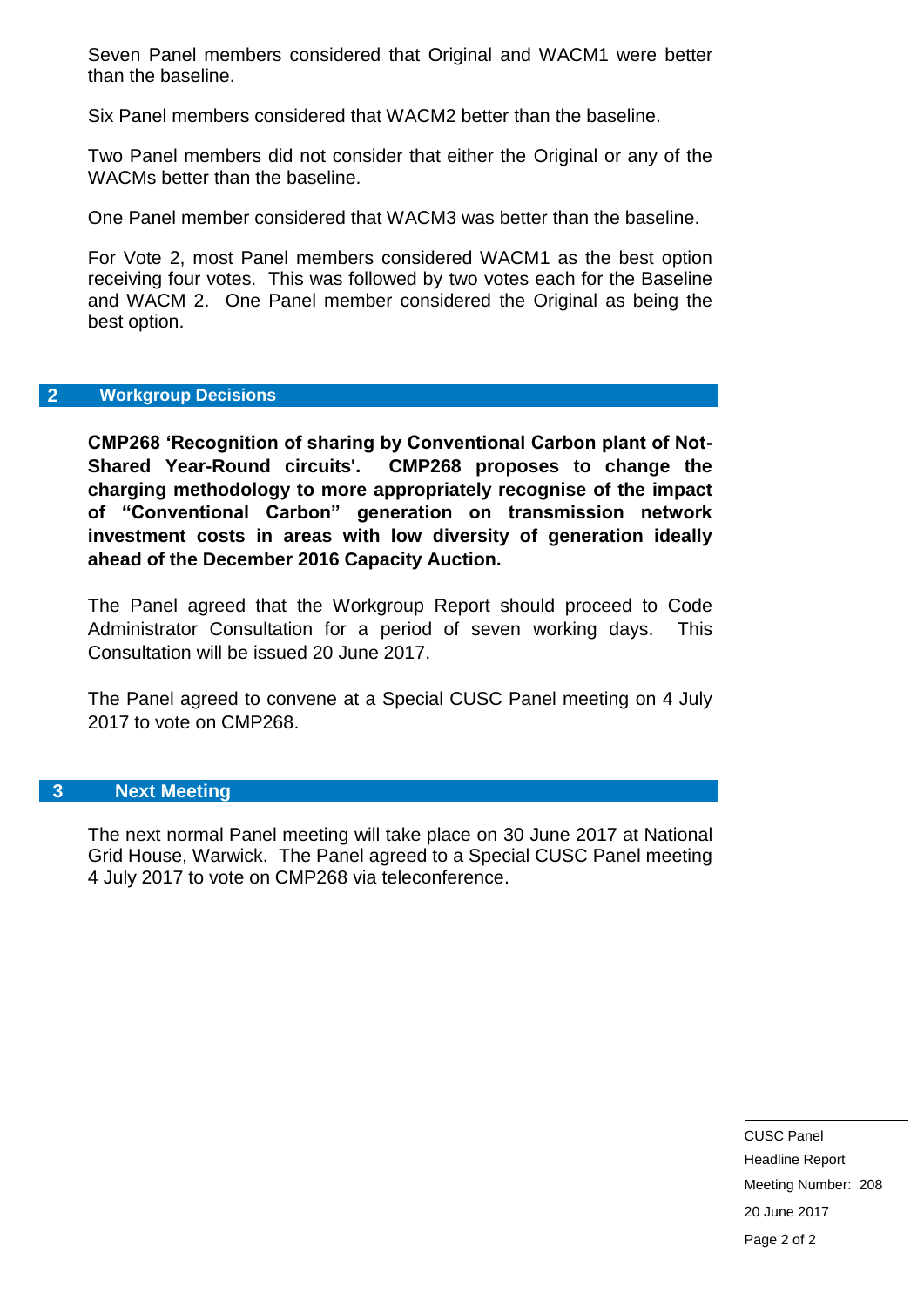Seven Panel members considered that Original and WACM1 were better than the baseline.

Six Panel members considered that WACM2 better than the baseline.

Two Panel members did not consider that either the Original or any of the WACMs better than the baseline.

One Panel member considered that WACM3 was better than the baseline.

For Vote 2, most Panel members considered WACM1 as the best option receiving four votes. This was followed by two votes each for the Baseline and WACM 2. One Panel member considered the Original as being the best option.

## 2 Workgroup Decisions

**CMP268 'Recognition of sharing by Conventional Carbon plant of Not-Shared Year-Round circuits'. CMP268 proposes to change the charging methodology to more appropriately recognise of the impact of "Conventional Carbon" generation on transmission network investment costs in areas with low diversity of generation ideally ahead of the December 2016 Capacity Auction.**

The Panel agreed that the Workgroup Report should proceed to Code Administrator Consultation for a period of seven working days. This Consultation will be issued 20 June 2017.

The Panel agreed to convene at a Special CUSC Panel meeting on 4 July 2017 to vote on CMP268.

## 3 Next Meeting

The next normal Panel meeting will take place on 30 June 2017 at National Grid House, Warwick. The Panel agreed to a Special CUSC Panel meeting 4 July 2017 to vote on CMP268 via teleconference.